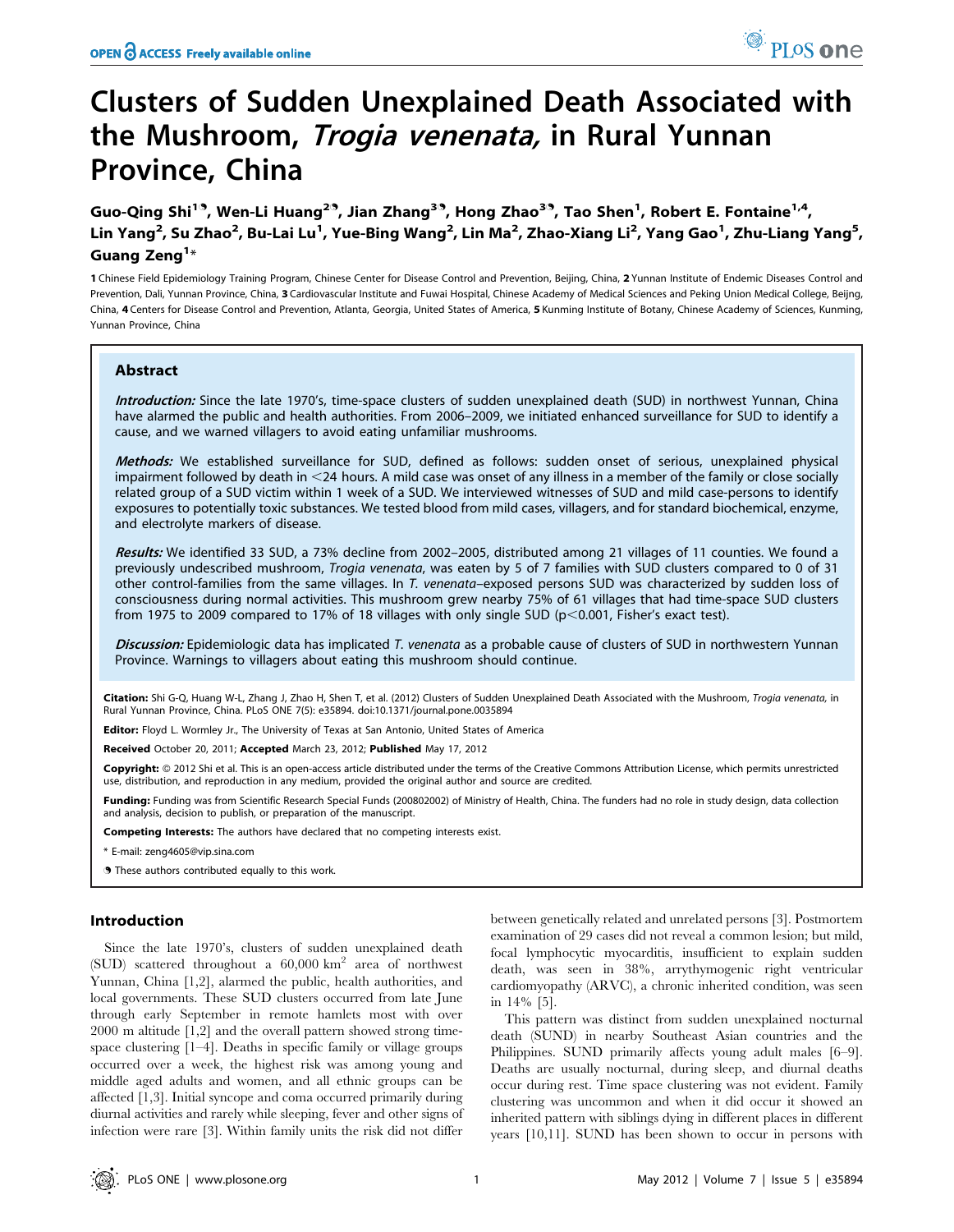# Clusters of Sudden Unexplained Death Associated with the Mushroom, *Trogia venenata,* in Rural Yunnan Province, China

**Guo-Qing Shi[1]¶, Wen-Li Huang[2]¶, Jian Zhang[3]¶, Hong Zhao[3]¶, Tao Shen[1], Robert E. Fontaine[1,4], Lin Yang[2], Su Zhao[2], Bu-Lai Lu[1], Yue-Bing Wang[2], Lin Ma[2], Zhao-Xiang Li[2], Yang Gao[1], Zhu-Liang Yang[5], Guang Zeng[1]***

**1** Chinese Field Epidemiology Training Program, Chinese Center for Disease Control and Prevention, Beijing, China, **2** Yunnan Institute of Endemic Diseases Control and Prevention, Dali, Yunnan Province, China, **3** Cardiovascular Institute and Fuwai Hospital, Chinese Academy of Medical Sciences and Peking Union Medical College, Beijing, China, **4** Centers for Disease Control and Prevention, Atlanta, Georgia, United States of America, **5** Kunming Institute of Botany, Chinese Academy of Sciences, Kunming, Yunnan Province, China

## Abstract

***Introduction:*** Since the late 1970's, time-space clusters of sudden unexplained death (SUD) in northwest Yunnan, China have alarmed the public and health authorities. From 2006–2009, we initiated enhanced surveillance for SUD to identify a cause, and we warned villagers to avoid eating unfamiliar mushrooms.

***Methods:*** We established surveillance for SUD, defined as follows: sudden onset of serious, unexplained physical impairment followed by death in <24 hours. A mild case was onset of any illness in a member of the family or close socially related group of a SUD victim within 1 week of a SUD. We interviewed witnesses of SUD and mild case-persons to identify exposures to potentially toxic substances. We tested blood from mild cases, villagers, and for standard biochemical, enzyme, and electrolyte markers of disease.

***Results:*** We identified 33 SUD, a 73% decline from 2002–2005, distributed among 21 villages of 11 counties. We found a previously undescribed mushroom, *Trogia venenata*, was eaten by 5 of 7 families with SUD clusters compared to 0 of 31 other control-families from the same villages. In *T. venenata*–exposed persons SUD was characterized by sudden loss of consciousness during normal activities. This mushroom grew nearby 75% of 61 villages that had time-space SUD clusters from 1975 to 2009 compared to 17% of 18 villages with only single SUD ($p<0.001$, Fisher's exact test).

***Discussion:*** Epidemiologic data has implicated *T. venenata* as a probable cause of clusters of SUD in northwestern Yunnan Province. Warnings to villagers about eating this mushroom should continue.

**Citation:** Shi G-Q, Huang W-L, Zhang J, Zhao H, Shen T, et al. (2012) Clusters of Sudden Unexplained Death Associated with the Mushroom, *Trogia venenata*, in Rural Yunnan Province, China. PLoS ONE 7(5): e35894. doi:10.1371/journal.pone.0035894

**Editor:** Floyd L. Wormley Jr., The University of Texas at San Antonio, United States of America

**Received** October 20, 2011; **Accepted** March 23, 2012; **Published** May 17, 2012

**Copyright:** © 2012 Shi et al. This is an open-access article distributed under the terms of the Creative Commons Attribution License, which permits unrestricted use, distribution, and reproduction in any medium, provided the original author and source are credited.

**Funding:** Funding was from Scientific Research Special Funds (200802002) of Ministry of Health, China. The funders had no role in study design, data collection and analysis, decision to publish, or preparation of the manuscript.

**Competing Interests:** The authors have declared that no competing interests exist.

* E-mail: zeng4605@vip.sina.com

¶ These authors contributed equally to this work.

## Introduction

Since the late 1970's, clusters of sudden unexplained death (SUD) scattered throughout a 60,000 km$^2$ area of northwest Yunnan, China [1,2], alarmed the public, health authorities, and local governments. These SUD clusters occurred from late June through early September in remote hamlets most with over 2000 m altitude [1,2] and the overall pattern showed strong time-space clustering [1–4]. Deaths in specific family or village groups occurred over a week, the highest risk was among young and middle aged adults and women, and all ethnic groups can be affected [1,3]. Initial syncope and coma occurred primarily during diurnal activities and rarely while sleeping, fever and other signs of infection were rare [3]. Within family units the risk did not differ between genetically related and unrelated persons [3]. Postmortem examination of 29 cases did not reveal a common lesion; but mild, focal lymphocytic myocarditis, insufficient to explain sudden death, was seen in 38%, arrythymogenic right ventricular cardiomyopathy (ARVC), a chronic inherited condition, was seen in 14% [5].

This pattern was distinct from sudden unexplained nocturnal death (SUND) in nearby Southeast Asian countries and the Philippines. SUND primarily affects young adult males [6–9]. Deaths are usually nocturnal, during sleep, and diurnal deaths occur during rest. Time space clustering was not evident. Family clustering was uncommon and when it did occur it showed an inherited pattern with siblings dying in different places in different years [10,11]. SUND has been shown to occur in persons with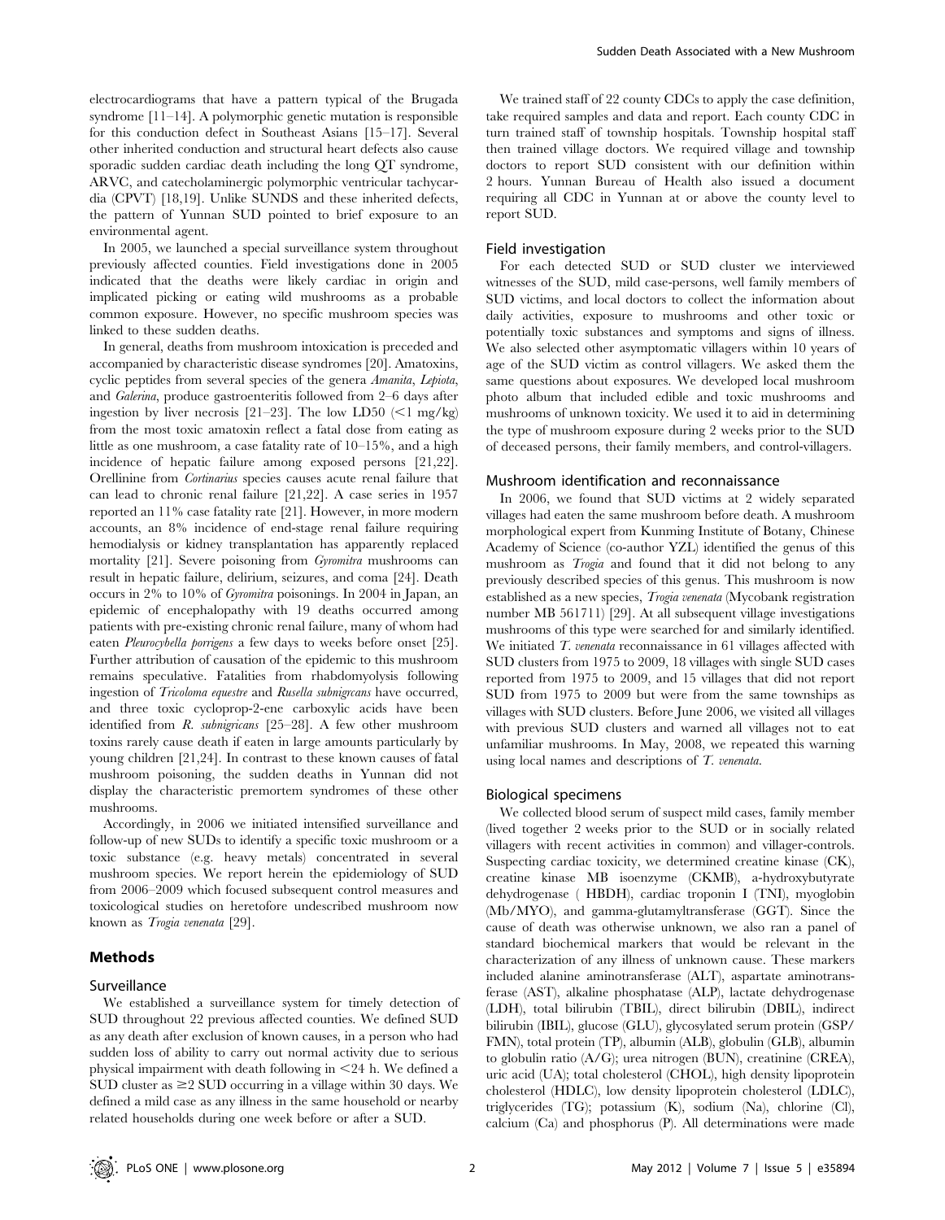electrocardiograms that have a pattern typical of the Brugada syndrome [11–14]. A polymorphic genetic mutation is responsible for this conduction defect in Southeast Asians [15–17]. Several other inherited conduction and structural heart defects also cause sporadic sudden cardiac death including the long QT syndrome, ARVC, and catecholaminergic polymorphic ventricular tachycardia (CPVT) [18,19]. Unlike SUNDS and these inherited defects, the pattern of Yunnan SUD pointed to brief exposure to an environmental agent.

In 2005, we launched a special surveillance system throughout previously affected counties. Field investigations done in 2005 indicated that the deaths were likely cardiac in origin and implicated picking or eating wild mushrooms as a probable common exposure. However, no specific mushroom species was linked to these sudden deaths.

In general, deaths from mushroom intoxication is preceded and accompanied by characteristic disease syndromes [20]. Amatoxins, cyclic peptides from several species of the genera *Amanita*, *Lepiota*, and *Galerina*, produce gastroenteritis followed from 2–6 days after ingestion by liver necrosis [21–23]. The low LD50 ($<$1 mg/kg) from the most toxic amatoxin reflect a fatal dose from eating as little as one mushroom, a case fatality rate of 10–15%, and a high incidence of hepatic failure among exposed persons [21,22]. Orellinine from *Cortinarius* species causes acute renal failure that can lead to chronic renal failure [21,22]. A case series in 1957 reported an 11% case fatality rate [21]. However, in more modern accounts, an 8% incidence of end-stage renal failure requiring hemodialysis or kidney transplantation has apparently replaced mortality [21]. Severe poisoning from *Gyromitra* mushrooms can result in hepatic failure, delirium, seizures, and coma [24]. Death occurs in 2% to 10% of *Gyromitra* poisonings. In 2004 in Japan, an epidemic of encephalopathy with 19 deaths occurred among patients with pre-existing chronic renal failure, many of whom had eaten *Pleurocybella porrigens* a few days to weeks before onset [25]. Further attribution of causation of the epidemic to this mushroom remains speculative. Fatalities from rhabdomyolysis following ingestion of *Tricoloma equestre* and *Rusella subnigrcans* have occurred, and three toxic cycloprop-2-ene carboxylic acids have been identified from *R. subnigricans* [25–28]. A few other mushroom toxins rarely cause death if eaten in large amounts particularly by young children [21,24]. In contrast to these known causes of fatal mushroom poisoning, the sudden deaths in Yunnan did not display the characteristic premortem syndromes of these other mushrooms.

Accordingly, in 2006 we initiated intensified surveillance and follow-up of new SUDs to identify a specific toxic mushroom or a toxic substance (e.g. heavy metals) concentrated in several mushroom species. We report herein the epidemiology of SUD from 2006–2009 which focused subsequent control measures and toxicological studies on heretofore undescribed mushroom now known as *Trogia venenata* [29].

## Methods

### Surveillance

We established a surveillance system for timely detection of SUD throughout 22 previous affected counties. We defined SUD as any death after exclusion of known causes, in a person who had sudden loss of ability to carry out normal activity due to serious physical impairment with death following in $<$24 h. We defined a SUD cluster as $\geq$2 SUD occurring in a village within 30 days. We defined a mild case as any illness in the same household or nearby related households during one week before or after a SUD.

We trained staff of 22 county CDCs to apply the case definition, take required samples and data and report. Each county CDC in turn trained staff of township hospitals. Township hospital staff then trained village doctors. We required village and township doctors to report SUD consistent with our definition within 2 hours. Yunnan Bureau of Health also issued a document requiring all CDC in Yunnan at or above the county level to report SUD.

### Field investigation

For each detected SUD or SUD cluster we interviewed witnesses of the SUD, mild case-persons, well family members of SUD victims, and local doctors to collect the information about daily activities, exposure to mushrooms and other toxic or potentially toxic substances and symptoms and signs of illness. We also selected other asymptomatic villagers within 10 years of age of the SUD victim as control villagers. We asked them the same questions about exposures. We developed local mushroom photo album that included edible and toxic mushrooms and mushrooms of unknown toxicity. We used it to aid in determining the type of mushroom exposure during 2 weeks prior to the SUD of deceased persons, their family members, and control-villagers.

### Mushroom identification and reconnaissance

In 2006, we found that SUD victims at 2 widely separated villages had eaten the same mushroom before death. A mushroom morphological expert from Kunming Institute of Botany, Chinese Academy of Science (co-author YZL) identified the genus of this mushroom as *Trogia* and found that it did not belong to any previously described species of this genus. This mushroom is now established as a new species, *Trogia venenata* (Mycobank registration number MB 561711) [29]. At all subsequent village investigations mushrooms of this type were searched for and similarly identified. We initiated *T. venenata* reconnaissance in 61 villages affected with SUD clusters from 1975 to 2009, 18 villages with single SUD cases reported from 1975 to 2009, and 15 villages that did not report SUD from 1975 to 2009 but were from the same townships as villages with SUD clusters. Before June 2006, we visited all villages with previous SUD clusters and warned all villages not to eat unfamiliar mushrooms. In May, 2008, we repeated this warning using local names and descriptions of *T. venenata*.

### Biological specimens

We collected blood serum of suspect mild cases, family member (lived together 2 weeks prior to the SUD or in socially related villagers with recent activities in common) and villager-controls. Suspecting cardiac toxicity, we determined creatine kinase (CK), creatine kinase MB isoenzyme (CKMB), a-hydroxybutyrate dehydrogenase ( HBDH), cardiac troponin I (TNI), myoglobin (Mb/MYO), and gamma-glutamyltransferase (GGT). Since the cause of death was otherwise unknown, we also ran a panel of standard biochemical markers that would be relevant in the characterization of any illness of unknown cause. These markers included alanine aminotransferase (ALT), aspartate aminotransferase (AST), alkaline phosphatase (ALP), lactate dehydrogenase (LDH), total bilirubin (TBIL), direct bilirubin (DBIL), indirect bilirubin (IBIL), glucose (GLU), glycosylated serum protein (GSP/FMN), total protein (TP), albumin (ALB), globulin (GLB), albumin to globulin ratio (A/G); urea nitrogen (BUN), creatinine (CREA), uric acid (UA); total cholesterol (CHOL), high density lipoprotein cholesterol (HDLC), low density lipoprotein cholesterol (LDLC), triglycerides (TG); potassium (K), sodium (Na), chlorine (Cl), calcium (Ca) and phosphorus (P). All determinations were made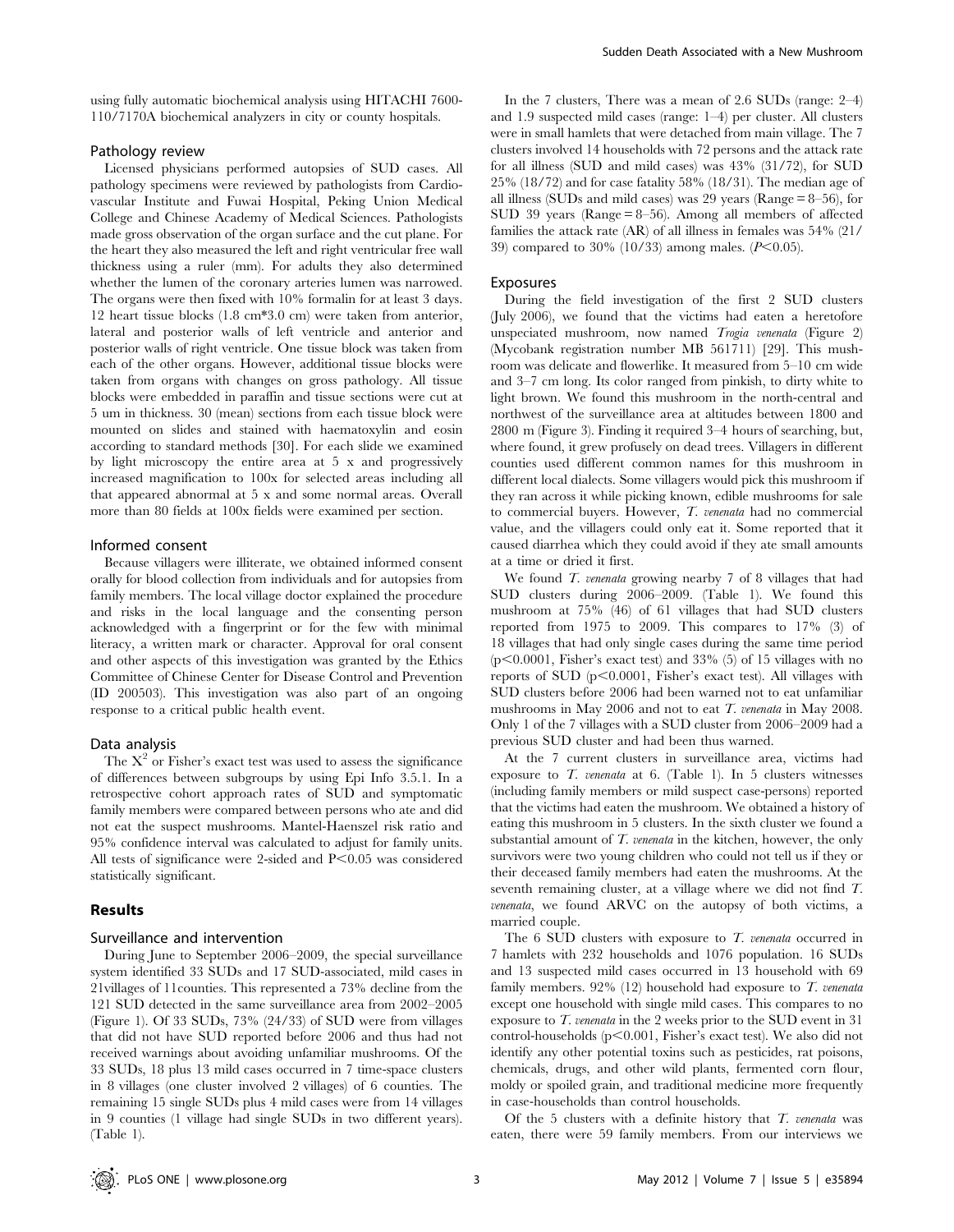using fully automatic biochemical analysis using HITACHI 7600-110/7170A biochemical analyzers in city or county hospitals.

### Pathology review

Licensed physicians performed autopsies of SUD cases. All pathology specimens were reviewed by pathologists from Cardiovascular Institute and Fuwai Hospital, Peking Union Medical College and Chinese Academy of Medical Sciences. Pathologists made gross observation of the organ surface and the cut plane. For the heart they also measured the left and right ventricular free wall thickness using a ruler (mm). For adults they also determined whether the lumen of the coronary arteries lumen was narrowed. The organs were then fixed with 10% formalin for at least 3 days. 12 heart tissue blocks (1.8 cm*3.0 cm) were taken from anterior, lateral and posterior walls of left ventricle and anterior and posterior walls of right ventricle. One tissue block was taken from each of the other organs. However, additional tissue blocks were taken from organs with changes on gross pathology. All tissue blocks were embedded in paraffin and tissue sections were cut at 5 um in thickness. 30 (mean) sections from each tissue block were mounted on slides and stained with haematoxylin and eosin according to standard methods [30]. For each slide we examined by light microscopy the entire area at 5 x and progressively increased magnification to 100x for selected areas including all that appeared abnormal at 5 x and some normal areas. Overall more than 80 fields at 100x fields were examined per section.

### Informed consent

Because villagers were illiterate, we obtained informed consent orally for blood collection from individuals and for autopsies from family members. The local village doctor explained the procedure and risks in the local language and the consenting person acknowledged with a fingerprint or for the few with minimal literacy, a written mark or character. Approval for oral consent and other aspects of this investigation was granted by the Ethics Committee of Chinese Center for Disease Control and Prevention (ID 200503). This investigation was also part of an ongoing response to a critical public health event.

### Data analysis

The $X^2$ or Fisher's exact test was used to assess the significance of differences between subgroups by using Epi Info 3.5.1. In a retrospective cohort approach rates of SUD and symptomatic family members were compared between persons who ate and did not eat the suspect mushrooms. Mantel-Haenszel risk ratio and 95% confidence interval was calculated to adjust for family units. All tests of significance were 2-sided and $P<0.05$ was considered statistically significant.

## Results

### Surveillance and intervention

During June to September 2006–2009, the special surveillance system identified 33 SUDs and 17 SUD-associated, mild cases in 21villages of 11counties. This represented a 73% decline from the 121 SUD detected in the same surveillance area from 2002–2005 (Figure 1). Of 33 SUDs, 73% (24/33) of SUD were from villages that did not have SUD reported before 2006 and thus had not received warnings about avoiding unfamiliar mushrooms. Of the 33 SUDs, 18 plus 13 mild cases occurred in 7 time-space clusters in 8 villages (one cluster involved 2 villages) of 6 counties. The remaining 15 single SUDs plus 4 mild cases were from 14 villages in 9 counties (1 village had single SUDs in two different years). (Table 1).

In the 7 clusters, There was a mean of 2.6 SUDs (range: 2–4) and 1.9 suspected mild cases (range: 1–4) per cluster. All clusters were in small hamlets that were detached from main village. The 7 clusters involved 14 households with 72 persons and the attack rate for all illness (SUD and mild cases) was 43% (31/72), for SUD 25% (18/72) and for case fatality 58% (18/31). The median age of all illness (SUDs and mild cases) was 29 years (Range = 8–56), for SUD 39 years (Range = 8–56). Among all members of affected families the attack rate (AR) of all illness in females was 54% (21/39) compared to 30% (10/33) among males. ($P<0.05$).

### Exposures

During the field investigation of the first 2 SUD clusters (July 2006), we found that the victims had eaten a heretofore unspeciated mushroom, now named *Trogia venenata* (Figure 2) (Mycobank registration number MB 561711) [29]. This mushroom was delicate and flowerlike. It measured from 5–10 cm wide and 3–7 cm long. Its color ranged from pinkish, to dirty white to light brown. We found this mushroom in the north-central and northwest of the surveillance area at altitudes between 1800 and 2800 m (Figure 3). Finding it required 3–4 hours of searching, but, where found, it grew profusely on dead trees. Villagers in different counties used different common names for this mushroom in different local dialects. Some villagers would pick this mushroom if they ran across it while picking known, edible mushrooms for sale to commercial buyers. However, *T. venenata* had no commercial value, and the villagers could only eat it. Some reported that it caused diarrhea which they could avoid if they ate small amounts at a time or dried it first.

We found *T. venenata* growing nearby 7 of 8 villages that had SUD clusters during 2006–2009. (Table 1). We found this mushroom at 75% (46) of 61 villages that had SUD clusters reported from 1975 to 2009. This compares to 17% (3) of 18 villages that had only single cases during the same time period ($p<0.0001$, Fisher's exact test) and 33% (5) of 15 villages with no reports of SUD ($p<0.0001$, Fisher's exact test). All villages with SUD clusters before 2006 had been warned not to eat unfamiliar mushrooms in May 2006 and not to eat *T. venenata* in May 2008. Only 1 of the 7 villages with a SUD cluster from 2006–2009 had a previous SUD cluster and had been thus warned.

At the 7 current clusters in surveillance area, victims had exposure to *T. venenata* at 6. (Table 1). In 5 clusters witnesses (including family members or mild suspect case-persons) reported that the victims had eaten the mushroom. We obtained a history of eating this mushroom in 5 clusters. In the sixth cluster we found a substantial amount of *T. venenata* in the kitchen, however, the only survivors were two young children who could not tell us if they or their deceased family members had eaten the mushrooms. At the seventh remaining cluster, at a village where we did not find *T. venenata*, we found ARVC on the autopsy of both victims, a married couple.

The 6 SUD clusters with exposure to *T. venenata* occurred in 7 hamlets with 232 households and 1076 population. 16 SUDs and 13 suspected mild cases occurred in 13 household with 69 family members. 92% (12) household had exposure to *T. venenata* except one household with single mild cases. This compares to no exposure to *T. venenata* in the 2 weeks prior to the SUD event in 31 control-households ($p<0.001$, Fisher's exact test). We also did not identify any other potential toxins such as pesticides, rat poisons, chemicals, drugs, and other wild plants, fermented corn flour, moldy or spoiled grain, and traditional medicine more frequently in case-households than control households.

Of the 5 clusters with a definite history that *T. venenata* was eaten, there were 59 family members. From our interviews we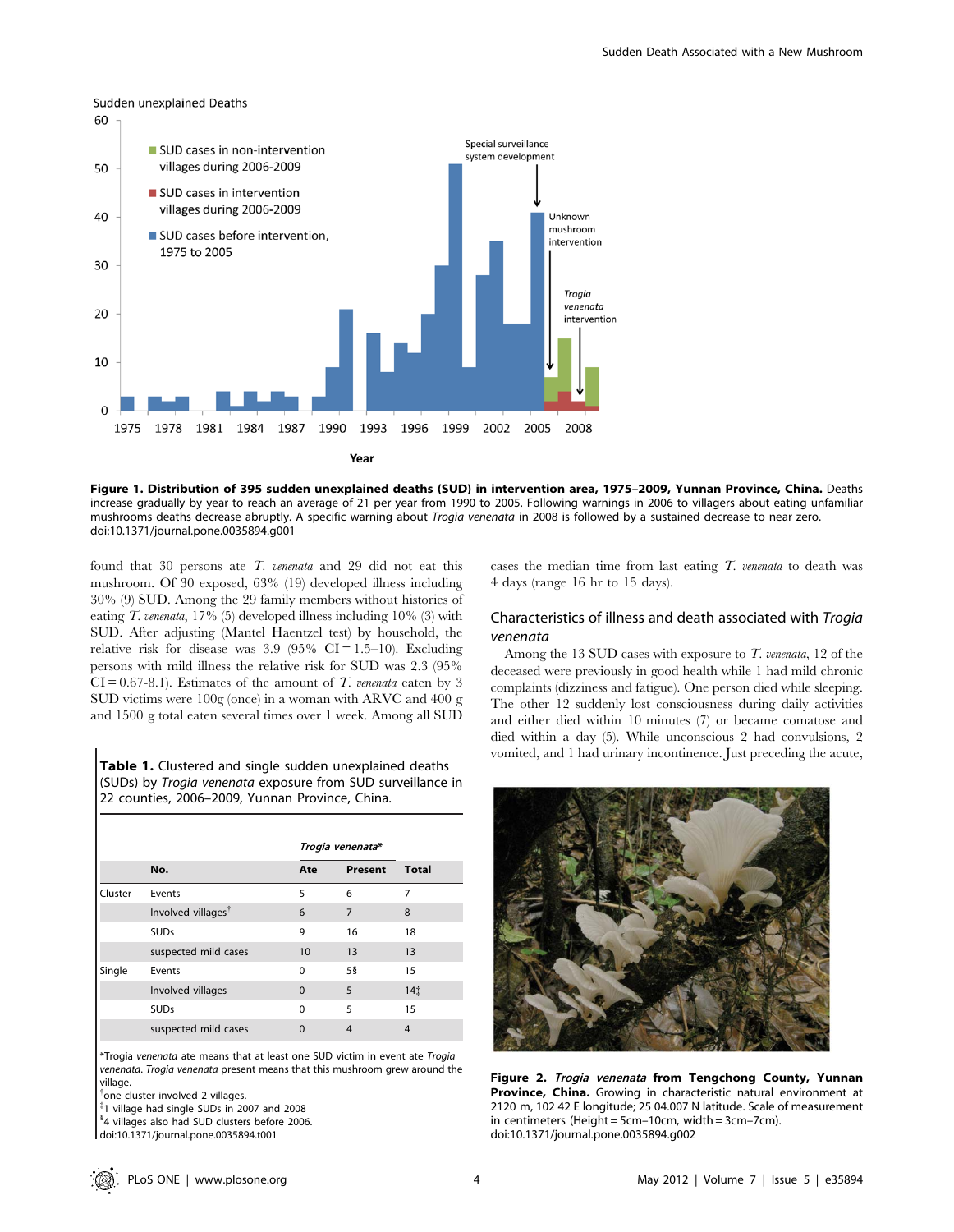**Figure 1. Distribution of 395 sudden unexplained deaths (SUD) in intervention area, 1975–2009, Yunnan Province, China.** Deaths increase gradually by year to reach an average of 21 per year from 1990 to 2005. Following warnings in 2006 to villagers about eating unfamiliar mushrooms deaths decrease abruptly. A specific warning about *Trogia venenata* in 2008 is followed by a sustained decrease to near zero.
doi:10.1371/journal.pone.0035894.g001

found that 30 persons ate *T. venenata* and 29 did not eat this mushroom. Of 30 exposed, 63% (19) developed illness including 30% (9) SUD. Among the 29 family members without histories of eating *T. venenata*, 17% (5) developed illness including 10% (3) with SUD. After adjusting (Mantel Haentzel test) by household, the relative risk for disease was 3.9 (95% CI = 1.5–10). Excluding persons with mild illness the relative risk for SUD was 2.3 (95% CI = 0.67-8.1). Estimates of the amount of *T. venenata* eaten by 3 SUD victims were 100g (once) in a woman with ARVC and 400 g and 1500 g total eaten several times over 1 week. Among all SUD cases the median time from last eating *T. venenata* to death was 4 days (range 16 hr to 15 days).

**Table 1.** Clustered and single sudden unexplained deaths (SUDs) by *Trogia venenata* exposure from SUD surveillance in 22 counties, 2006–2009, Yunnan Province, China.

| | | *Trogia venenata** | | |
|---|---|---|---|---|
| | **No.** | **Ate** | **Present** | **Total** |
| Cluster | Events | 5 | 6 | 7 |
| | Involved villages[†] | 6 | 7 | 8 |
| | SUDs | 9 | 16 | 18 |
| | suspected mild cases | 10 | 13 | 13 |
| Single | Events | 0 | 5§ | 15 |
| | Involved villages | 0 | 5 | 14‡ |
| | SUDs | 0 | 5 | 15 |
| | suspected mild cases | 0 | 4 | 4 |

*Trogia *venenata* ate means that at least one SUD victim in event ate *Trogia venenata*. *Trogia venenata* present means that this mushroom grew around the village.
[†]one cluster involved 2 villages.
‡1 village had single SUDs in 2007 and 2008
§4 villages also had SUD clusters before 2006.
doi:10.1371/journal.pone.0035894.t001

## Characteristics of illness and death associated with *Trogia venenata*

Among the 13 SUD cases with exposure to *T. venenata*, 12 of the deceased were previously in good health while 1 had mild chronic complaints (dizziness and fatigue). One person died while sleeping. The other 12 suddenly lost consciousness during daily activities and either died within 10 minutes (7) or became comatose and died within a day (5). While unconscious 2 had convulsions, 2 vomited, and 1 had urinary incontinence. Just preceding the acute,

**Figure 2.** ***Trogia venenata*** **from Tengchong County, Yunnan Province, China.** Growing in characteristic natural environment at 2120 m, 102 42 E longitude; 25 04.007 N latitude. Scale of measurement in centimeters (Height = 5cm–10cm, width = 3cm–7cm).
doi:10.1371/journal.pone.0035894.g002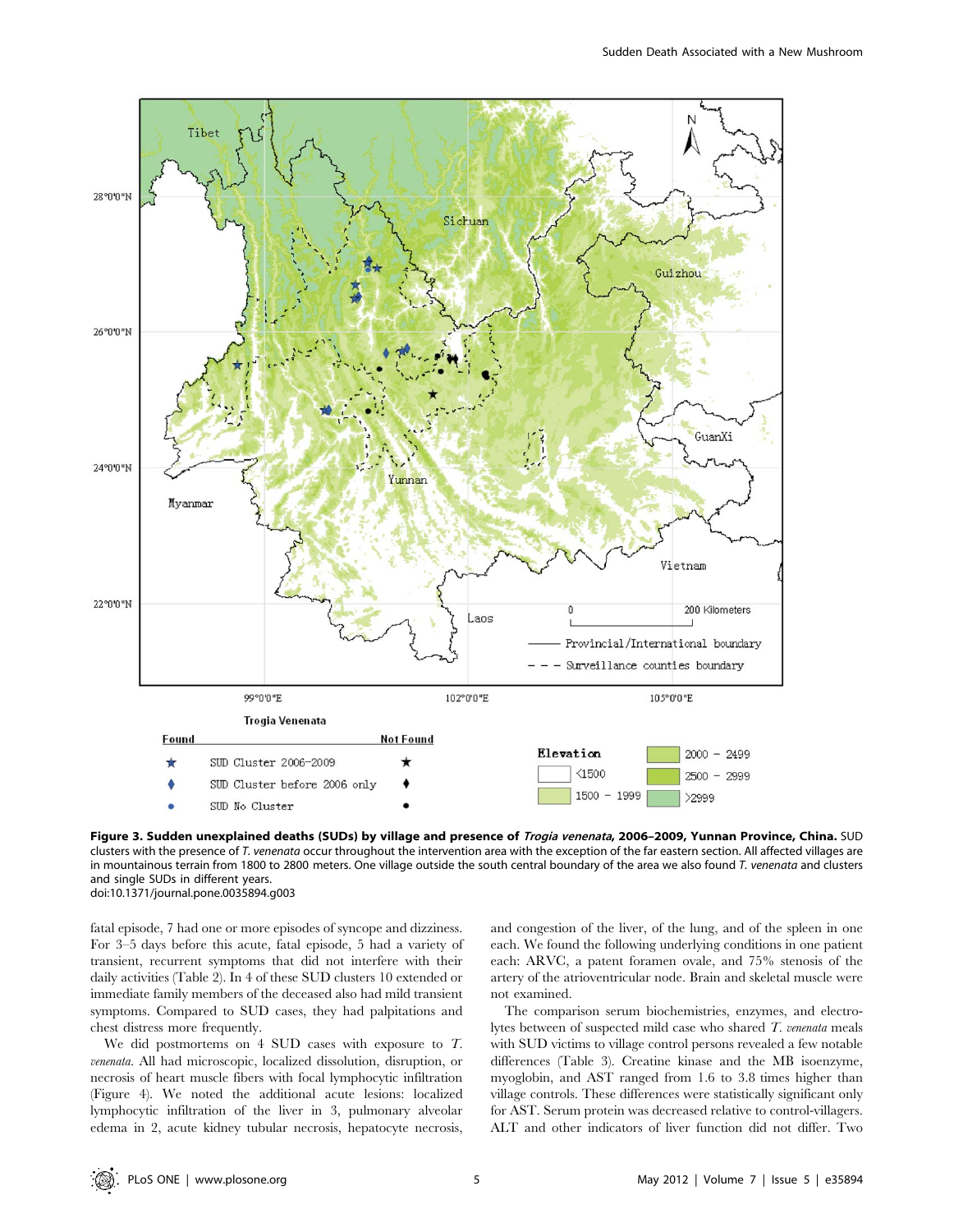**Figure 3. Sudden unexplained deaths (SUDs) by village and presence of *Trogia venenata*, 2006–2009, Yunnan Province, China.** SUD clusters with the presence of *T. venenata* occur throughout the intervention area with the exception of the far eastern section. All affected villages are in mountainous terrain from 1800 to 2800 meters. One village outside the south central boundary of the area we also found *T. venenata* and clusters and single SUDs in different years.
doi:10.1371/journal.pone.0035894.g003

fatal episode, 7 had one or more episodes of syncope and dizziness. For 3–5 days before this acute, fatal episode, 5 had a variety of transient, recurrent symptoms that did not interfere with their daily activities (Table 2). In 4 of these SUD clusters 10 extended or immediate family members of the deceased also had mild transient symptoms. Compared to SUD cases, they had palpitations and chest distress more frequently.

We did postmortems on 4 SUD cases with exposure to *T. venenata*. All had microscopic, localized dissolution, disruption, or necrosis of heart muscle fibers with focal lymphocytic infiltration (Figure 4). We noted the additional acute lesions: localized lymphocytic infiltration of the liver in 3, pulmonary alveolar edema in 2, acute kidney tubular necrosis, hepatocyte necrosis, and congestion of the liver, of the lung, and of the spleen in one each. We found the following underlying conditions in one patient each: ARVC, a patent foramen ovale, and 75% stenosis of the artery of the atrioventricular node. Brain and skeletal muscle were not examined.

The comparison serum biochemistries, enzymes, and electrolytes between of suspected mild case who shared *T. venenata* meals with SUD victims to village control persons revealed a few notable differences (Table 3). Creatine kinase and the MB isoenzyme, myoglobin, and AST ranged from 1.6 to 3.8 times higher than village controls. These differences were statistically significant only for AST. Serum protein was decreased relative to control-villagers. ALT and other indicators of liver function did not differ. Two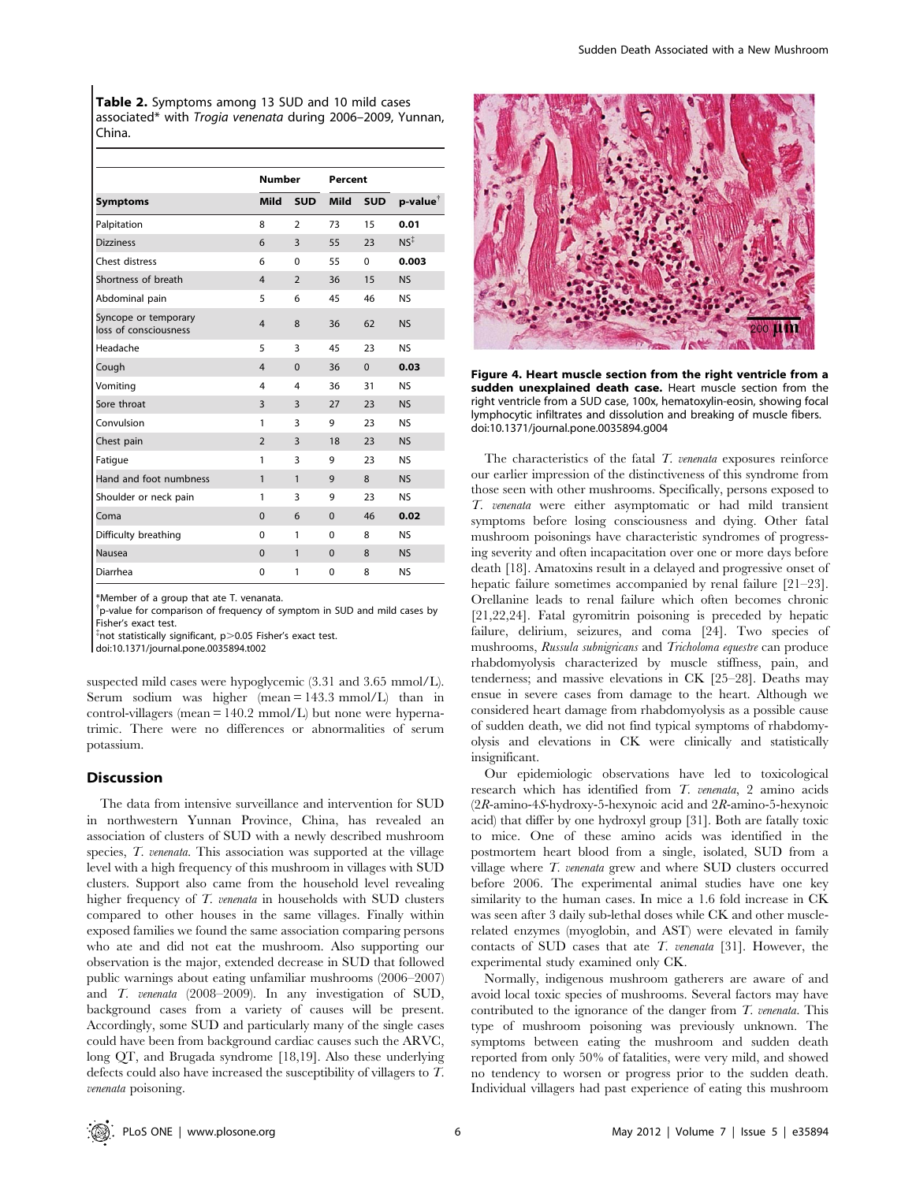**Table 2.** Symptoms among 13 SUD and 10 mild cases associated* with *Trogia venenata* during 2006–2009, Yunnan, China.

| | Number | | Percent | | |
|---|---|---|---|---|---|
| **Symptoms** | **Mild** | **SUD** | **Mild** | **SUD** | **p-value**[†] |
| Palpitation | 8 | 2 | 73 | 15 | **0.01** |
| Dizziness | 6 | 3 | 55 | 23 | NS[‡] |
| Chest distress | 6 | 0 | 55 | 0 | **0.003** |
| Shortness of breath | 4 | 2 | 36 | 15 | NS |
| Abdominal pain | 5 | 6 | 45 | 46 | NS |
| Syncope or temporary loss of consciousness | 4 | 8 | 36 | 62 | NS |
| Headache | 5 | 3 | 45 | 23 | NS |
| Cough | 4 | 0 | 36 | 0 | **0.03** |
| Vomiting | 4 | 4 | 36 | 31 | NS |
| Sore throat | 3 | 3 | 27 | 23 | NS |
| Convulsion | 1 | 3 | 9 | 23 | NS |
| Chest pain | 2 | 3 | 18 | 23 | NS |
| Fatigue | 1 | 3 | 9 | 23 | NS |
| Hand and foot numbness | 1 | 1 | 9 | 8 | NS |
| Shoulder or neck pain | 1 | 3 | 9 | 23 | NS |
| Coma | 0 | 6 | 0 | 46 | **0.02** |
| Difficulty breathing | 0 | 1 | 0 | 8 | NS |
| Nausea | 0 | 1 | 0 | 8 | NS |
| Diarrhea | 0 | 1 | 0 | 8 | NS |

*Member of a group that ate T. venanata.
[†]p-value for comparison of frequency of symptom in SUD and mild cases by Fisher's exact test.
[‡]not statistically significant, p>0.05 Fisher's exact test.
doi:10.1371/journal.pone.0035894.t002

suspected mild cases were hypoglycemic (3.31 and 3.65 mmol/L). Serum sodium was higher (mean = 143.3 mmol/L) than in control-villagers (mean = 140.2 mmol/L) but none were hypernatrimic. There were no differences or abnormalities of serum potassium.

## Discussion

The data from intensive surveillance and intervention for SUD in northwestern Yunnan Province, China, has revealed an association of clusters of SUD with a newly described mushroom species, *T. venenata*. This association was supported at the village level with a high frequency of this mushroom in villages with SUD clusters. Support also came from the household level revealing higher frequency of *T. venenata* in households with SUD clusters compared to other houses in the same villages. Finally within exposed families we found the same association comparing persons who ate and did not eat the mushroom. Also supporting our observation is the major, extended decrease in SUD that followed public warnings about eating unfamiliar mushrooms (2006–2007) and *T. venenata* (2008–2009). In any investigation of SUD, background cases from a variety of causes will be present. Accordingly, some SUD and particularly many of the single cases could have been from background cardiac causes such the ARVC, long QT, and Brugada syndrome [18,19]. Also these underlying defects could also have increased the susceptibility of villagers to *T. venenata* poisoning.

**Figure 4. Heart muscle section from the right ventricle from a sudden unexplained death case.** Heart muscle section from the right ventricle from a SUD case, 100x, hematoxylin-eosin, showing focal lymphocytic infiltrates and dissolution and breaking of muscle fibers.
doi:10.1371/journal.pone.0035894.g004

The characteristics of the fatal *T. venenata* exposures reinforce our earlier impression of the distinctiveness of this syndrome from those seen with other mushrooms. Specifically, persons exposed to *T. venenata* were either asymptomatic or had mild transient symptoms before losing consciousness and dying. Other fatal mushroom poisonings have characteristic syndromes of progressing severity and often incapacitation over one or more days before death [18]. Amatoxins result in a delayed and progressive onset of hepatic failure sometimes accompanied by renal failure [21–23]. Orellanine leads to renal failure which often becomes chronic [21,22,24]. Fatal gyromitrin poisoning is preceded by hepatic failure, delirium, seizures, and coma [24]. Two species of mushrooms, *Russula subnigricans* and *Tricholoma equestre* can produce rhabdomyolysis characterized by muscle stiffness, pain, and tenderness; and massive elevations in CK [25–28]. Deaths may ensue in severe cases from damage to the heart. Although we considered heart damage from rhabdomyolysis as a possible cause of sudden death, we did not find typical symptoms of rhabdomyolysis and elevations in CK were clinically and statistically insignificant.

Our epidemiologic observations have led to toxicological research which has identified from *T. venenata*, 2 amino acids (2*R*-amino-4*S*-hydroxy-5-hexynoic acid and 2*R*-amino-5-hexynoic acid) that differ by one hydroxyl group [31]. Both are fatally toxic to mice. One of these amino acids was identified in the postmortem heart blood from a single, isolated, SUD from a village where *T. venenata* grew and where SUD clusters occurred before 2006. The experimental animal studies have one key similarity to the human cases. In mice a 1.6 fold increase in CK was seen after 3 daily sub-lethal doses while CK and other muscle-related enzymes (myoglobin, and AST) were elevated in family contacts of SUD cases that ate *T. venenata* [31]. However, the experimental study examined only CK.

Normally, indigenous mushroom gatherers are aware of and avoid local toxic species of mushrooms. Several factors may have contributed to the ignorance of the danger from *T. venenata*. This type of mushroom poisoning was previously unknown. The symptoms between eating the mushroom and sudden death reported from only 50% of fatalities, were very mild, and showed no tendency to worsen or progress prior to the sudden death. Individual villagers had past experience of eating this mushroom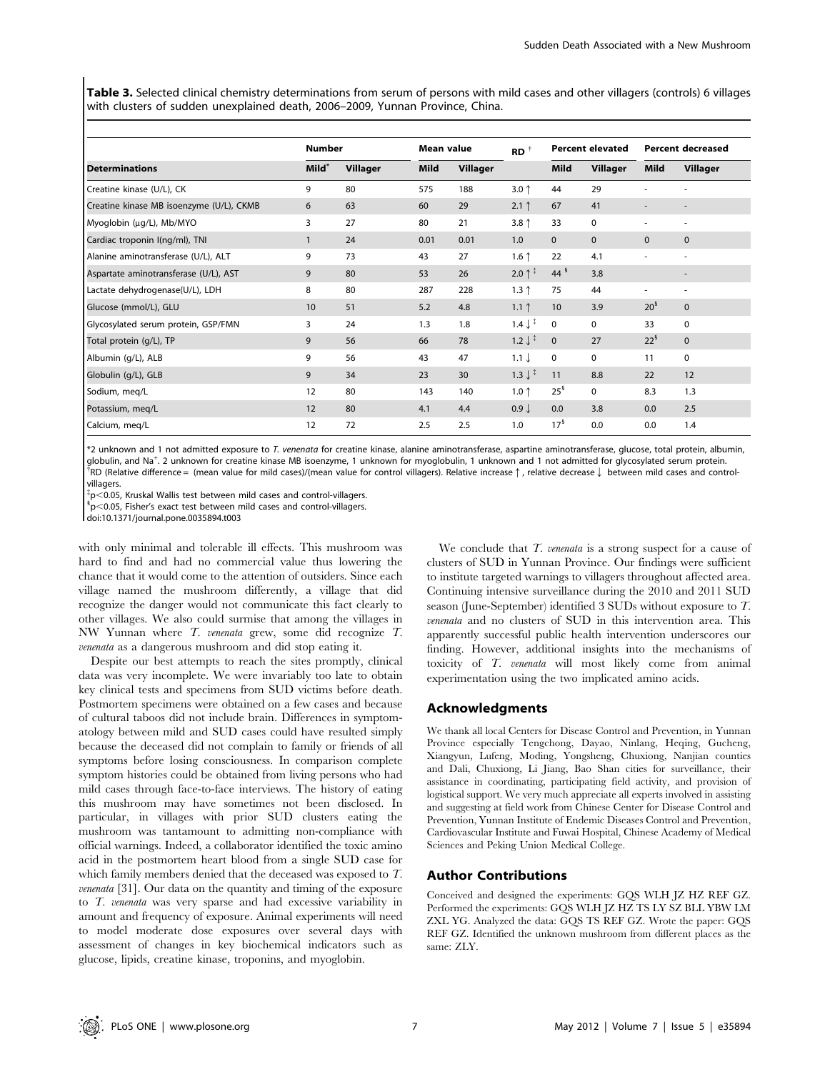**Table 3.** Selected clinical chemistry determinations from serum of persons with mild cases and other villagers (controls) 6 villages with clusters of sudden unexplained death, 2006–2009, Yunnan Province, China.

| | Number | | Mean value | | RD † | Percent elevated | | Percent decreased | |
|---|---|---|---|---|---|---|---|---|---|
| Determinations | Mild* | Villager | Mild | Villager | | Mild | Villager | Mild | Villager |
| Creatine kinase (U/L), CK | 9 | 80 | 575 | 188 | 3.0 ↑ | 44 | 29 | - | - |
| Creatine kinase MB isoenzyme (U/L), CKMB | 6 | 63 | 60 | 29 | 2.1 ↑ | 67 | 41 | - | - |
| Myoglobin (μg/L), Mb/MYO | 3 | 27 | 80 | 21 | 3.8 ↑ | 33 | 0 | - | - |
| Cardiac troponin I(ng/ml), TNI | 1 | 24 | 0.01 | 0.01 | 1.0 | 0 | 0 | 0 | 0 |
| Alanine aminotransferase (U/L), ALT | 9 | 73 | 43 | 27 | 1.6 ↑ | 22 | 4.1 | - | - |
| Aspartate aminotransferase (U/L), AST | 9 | 80 | 53 | 26 | 2.0 ↑ ‡ | 44 § | 3.8 | | - |
| Lactate dehydrogenase(U/L), LDH | 8 | 80 | 287 | 228 | 1.3 ↑ | 75 | 44 | - | - |
| Glucose (mmol/L), GLU | 10 | 51 | 5.2 | 4.8 | 1.1 ↑ | 10 | 3.9 | 20 § | 0 |
| Glycosylated serum protein, GSP/FMN | 3 | 24 | 1.3 | 1.8 | 1.4 ↓ ‡ | 0 | 0 | 33 | 0 |
| Total protein (g/L), TP | 9 | 56 | 66 | 78 | 1.2 ↓ ‡ | 0 | 27 | 22 § | 0 |
| Albumin (g/L), ALB | 9 | 56 | 43 | 47 | 1.1 ↓ | 0 | 0 | 11 | 0 |
| Globulin (g/L), GLB | 9 | 34 | 23 | 30 | 1.3 ↓ ‡ | 11 | 8.8 | 22 | 12 |
| Sodium, meq/L | 12 | 80 | 143 | 140 | 1.0 ↑ | 25 § | 0 | 8.3 | 1.3 |
| Potassium, meq/L | 12 | 80 | 4.1 | 4.4 | 0.9 ↓ | 0.0 | 3.8 | 0.0 | 2.5 |
| Calcium, meq/L | 12 | 72 | 2.5 | 2.5 | 1.0 | 17 § | 0.0 | 0.0 | 1.4 |

*2 unknown and 1 not admitted exposure to *T. venenata* for creatine kinase, alanine aminotransferase, aspartine aminotransferase, glucose, total protein, albumin, globulin, and $Na^+$. 2 unknown for creatine kinase MB isoenzyme, 1 unknown for myoglobulin, 1 unknown and 1 not admitted for glycosylated serum protein.
†RD (Relative difference = (mean value for mild cases)/(mean value for control villagers). Relative increase ↑, relative decrease ↓ between mild cases and control-villagers.
‡$p<0.05$, Kruskal Wallis test between mild cases and control-villagers.
§$p<0.05$, Fisher's exact test between mild cases and control-villagers.
doi:10.1371/journal.pone.0035894.t003

with only minimal and tolerable ill effects. This mushroom was hard to find and had no commercial value thus lowering the chance that it would come to the attention of outsiders. Since each village named the mushroom differently, a village that did recognize the danger would not communicate this fact clearly to other villages. We also could surmise that among the villages in NW Yunnan where *T. venenata* grew, some did recognize *T. venenata* as a dangerous mushroom and did stop eating it.

Despite our best attempts to reach the sites promptly, clinical data was very incomplete. We were invariably too late to obtain key clinical tests and specimens from SUD victims before death. Postmortem specimens were obtained on a few cases and because of cultural taboos did not include brain. Differences in symptomatology between mild and SUD cases could have resulted simply because the deceased did not complain to family or friends of all symptoms before losing consciousness. In comparison complete symptom histories could be obtained from living persons who had mild cases through face-to-face interviews. The history of eating this mushroom may have sometimes not been disclosed. In particular, in villages with prior SUD clusters eating the mushroom was tantamount to admitting non-compliance with official warnings. Indeed, a collaborator identified the toxic amino acid in the postmortem heart blood from a single SUD case for which family members denied that the deceased was exposed to *T. venenata* [31]. Our data on the quantity and timing of the exposure to *T. venenata* was very sparse and had excessive variability in amount and frequency of exposure. Animal experiments will need to model moderate dose exposures over several days with assessment of changes in key biochemical indicators such as glucose, lipids, creatine kinase, troponins, and myoglobin.

We conclude that *T. venenata* is a strong suspect for a cause of clusters of SUD in Yunnan Province. Our findings were sufficient to institute targeted warnings to villagers throughout affected area. Continuing intensive surveillance during the 2010 and 2011 SUD season (June-September) identified 3 SUDs without exposure to *T. venenata* and no clusters of SUD in this intervention area. This apparently successful public health intervention underscores our finding. However, additional insights into the mechanisms of toxicity of *T. venenata* will most likely come from animal experimentation using the two implicated amino acids.

## Acknowledgments

We thank all local Centers for Disease Control and Prevention, in Yunnan Province especially Tengchong, Dayao, Ninlang, Heqing, Gucheng, Xiangyun, Lufeng, Moding, Yongsheng, Chuxiong, Nanjian counties and Dali, Chuxiong, Li Jiang, Bao Shan cities for surveillance, their assistance in coordinating, participating field activity, and provision of logistical support. We very much appreciate all experts involved in assisting and suggesting at field work from Chinese Center for Disease Control and Prevention, Yunnan Institute of Endemic Diseases Control and Prevention, Cardiovascular Institute and Fuwai Hospital, Chinese Academy of Medical Sciences and Peking Union Medical College.

## Author Contributions

Conceived and designed the experiments: GQS WLH JZ HZ REF GZ. Performed the experiments: GQS WLH JZ HZ TS LY SZ BLL YBW LM ZXL YG. Analyzed the data: GQS TS REF GZ. Wrote the paper: GQS REF GZ. Identified the unknown mushroom from different places as the same: ZLY.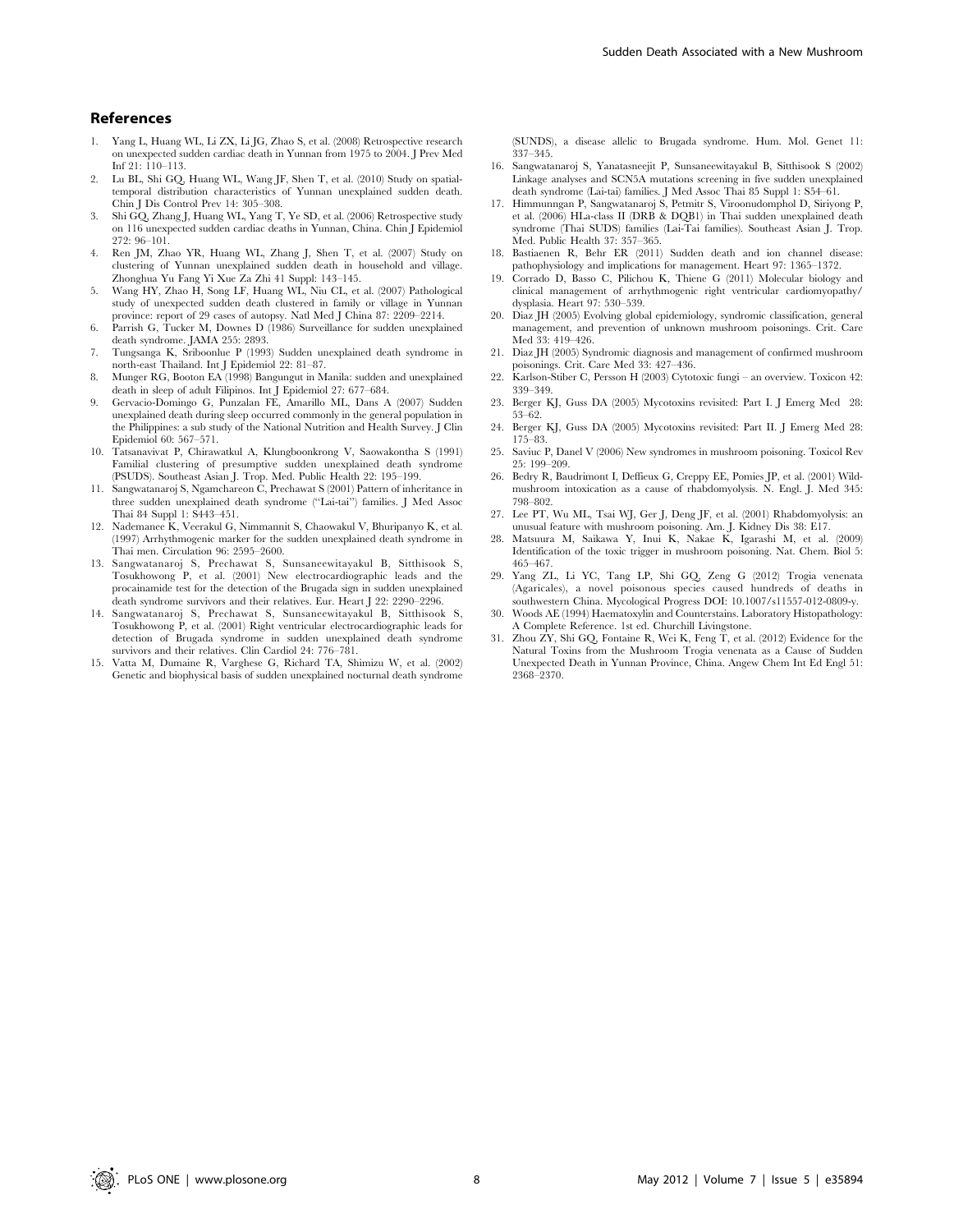## References

1. Yang L, Huang WL, Li ZX, Li JG, Zhao S, et al. (2008) Retrospective research on unexpected sudden cardiac death in Yunnan from 1975 to 2004. J Prev Med Inf 21: 110–113.
2. Lu BL, Shi GQ, Huang WL, Wang JF, Shen T, et al. (2010) Study on spatial-temporal distribution characteristics of Yunnan unexplained sudden death. Chin J Dis Control Prev 14: 305–308.
3. Shi GQ, Zhang J, Huang WL, Yang T, Ye SD, et al. (2006) Retrospective study on 116 unexpected sudden cardiac deaths in Yunnan, China. Chin J Epidemiol 272: 96–101.
4. Ren JM, Zhao YR, Huang WL, Zhang J, Shen T, et al. (2007) Study on clustering of Yunnan unexplained sudden death in household and village. Zhonghua Yu Fang Yi Xue Za Zhi 41 Suppl: 143–145.
5. Wang HY, Zhao H, Song LF, Huang WL, Niu CL, et al. (2007) Pathological study of unexpected sudden death clustered in family or village in Yunnan province: report of 29 cases of autopsy. Natl Med J China 87: 2209–2214.
6. Parrish G, Tucker M, Downes D (1986) Surveillance for sudden unexplained death syndrome. JAMA 255: 2893.
7. Tungsanga K, Sriboonlue P (1993) Sudden unexplained death syndrome in north-east Thailand. Int J Epidemiol 22: 81–87.
8. Munger RG, Booton EA (1998) Bangungut in Manila: sudden and unexplained death in sleep of adult Filipinos. Int J Epidemiol 27: 677–684.
9. Gervacio-Domingo G, Punzalan FE, Amarillo ML, Dans A (2007) Sudden unexplained death during sleep occurred commonly in the general population in the Philippines: a sub study of the National Nutrition and Health Survey. J Clin Epidemiol 60: 567–571.
10. Tatsanavivat P, Chirawatkul A, Klungboonkrong V, Saowakontha S (1991) Familial clustering of presumptive sudden unexplained death syndrome (PSUDS). Southeast Asian J. Trop. Med. Public Health 22: 195–199.
11. Sangwatanaroj S, Ngamchareon C, Prechawat S (2001) Pattern of inheritance in three sudden unexplained death syndrome ("Lai-tai") families. J Med Assoc Thai 84 Suppl 1: S443–451.
12. Nademanee K, Veerakul G, Nimmannit S, Chaowakul V, Bhuripanyo K, et al. (1997) Arrhythmogenic marker for the sudden unexplained death syndrome in Thai men. Circulation 96: 2595–2600.
13. Sangwatanaroj S, Prechawat S, Sunsaneewitayakul B, Sitthisook S, Tosukhowong P, et al. (2001) New electrocardiographic leads and the procainamide test for the detection of the Brugada sign in sudden unexplained death syndrome survivors and their relatives. Eur. Heart J 22: 2290–2296.
14. Sangwatanaroj S, Prechawat S, Sunsaneewitayakul B, Sitthisook S, Tosukhowong P, et al. (2001) Right ventricular electrocardiographic leads for detection of Brugada syndrome in sudden unexplained death syndrome survivors and their relatives. Clin Cardiol 24: 776–781.
15. Vatta M, Dumaine R, Varghese G, Richard TA, Shimizu W, et al. (2002) Genetic and biophysical basis of sudden unexplained nocturnal death syndrome (SUNDS), a disease allelic to Brugada syndrome. Hum. Mol. Genet 11: 337–345.
16. Sangwatanaroj S, Yanatasneejit P, Sunsaneewitayakul B, Sitthisook S (2002) Linkage analyses and SCN5A mutations screening in five sudden unexplained death syndrome (Lai-tai) families. J Med Assoc Thai 85 Suppl 1: S54–61.
17. Himmunngan P, Sangwatanaroj S, Petmitr S, Viroonudomphol D, Siriyong P, et al. (2006) HLa-class II (DRB & DQB1) in Thai sudden unexplained death syndrome (Thai SUDS) families (Lai-Tai families). Southeast Asian J. Trop. Med. Public Health 37: 357–365.
18. Bastiaenen R, Behr ER (2011) Sudden death and ion channel disease: pathophysiology and implications for management. Heart 97: 1365–1372.
19. Corrado D, Basso C, Pilichou K, Thiene G (2011) Molecular biology and clinical management of arrhythmogenic right ventricular cardiomyopathy/dysplasia. Heart 97: 530–539.
20. Diaz JH (2005) Evolving global epidemiology, syndromic classification, general management, and prevention of unknown mushroom poisonings. Crit. Care Med 33: 419–426.
21. Diaz JH (2005) Syndromic diagnosis and management of confirmed mushroom poisonings. Crit. Care Med 33: 427–436.
22. Karlson-Stiber C, Persson H (2003) Cytotoxic fungi – an overview. Toxicon 42: 339–349.
23. Berger KJ, Guss DA (2005) Mycotoxins revisited: Part I. J Emerg Med 28: 53–62.
24. Berger KJ, Guss DA (2005) Mycotoxins revisited: Part II. J Emerg Med 28: 175–83.
25. Saviuc P, Danel V (2006) New syndromes in mushroom poisoning. Toxicol Rev 25: 199–209.
26. Bedry R, Baudrimont I, Deffieux G, Creppy EE, Pomies JP, et al. (2001) Wild-mushroom intoxication as a cause of rhabdomyolysis. N. Engl. J. Med 345: 798–802.
27. Lee PT, Wu ML, Tsai WJ, Ger J, Deng JF, et al. (2001) Rhabdomyolysis: an unusual feature with mushroom poisoning. Am. J. Kidney Dis 38: E17.
28. Matsuura M, Saikawa Y, Inui K, Nakae K, Igarashi M, et al. (2009) Identification of the toxic trigger in mushroom poisoning. Nat. Chem. Biol 5: 465–467.
29. Yang ZL, Li YC, Tang LP, Shi GQ, Zeng G (2012) Trogia venenata (Agaricales), a novel poisonous species caused hundreds of deaths in southwestern China. Mycological Progress DOI: 10.1007/s11557-012-0809-y.
30. Woods AE (1994) Haematoxylin and Counterstains. Laboratory Histopathology: A Complete Reference. 1st ed. Churchill Livingstone.
31. Zhou ZY, Shi GQ, Fontaine R, Wei K, Feng T, et al. (2012) Evidence for the Natural Toxins from the Mushroom Trogia venenata as a Cause of Sudden Unexpected Death in Yunnan Province, China. Angew Chem Int Ed Engl 51: 2368–2370.